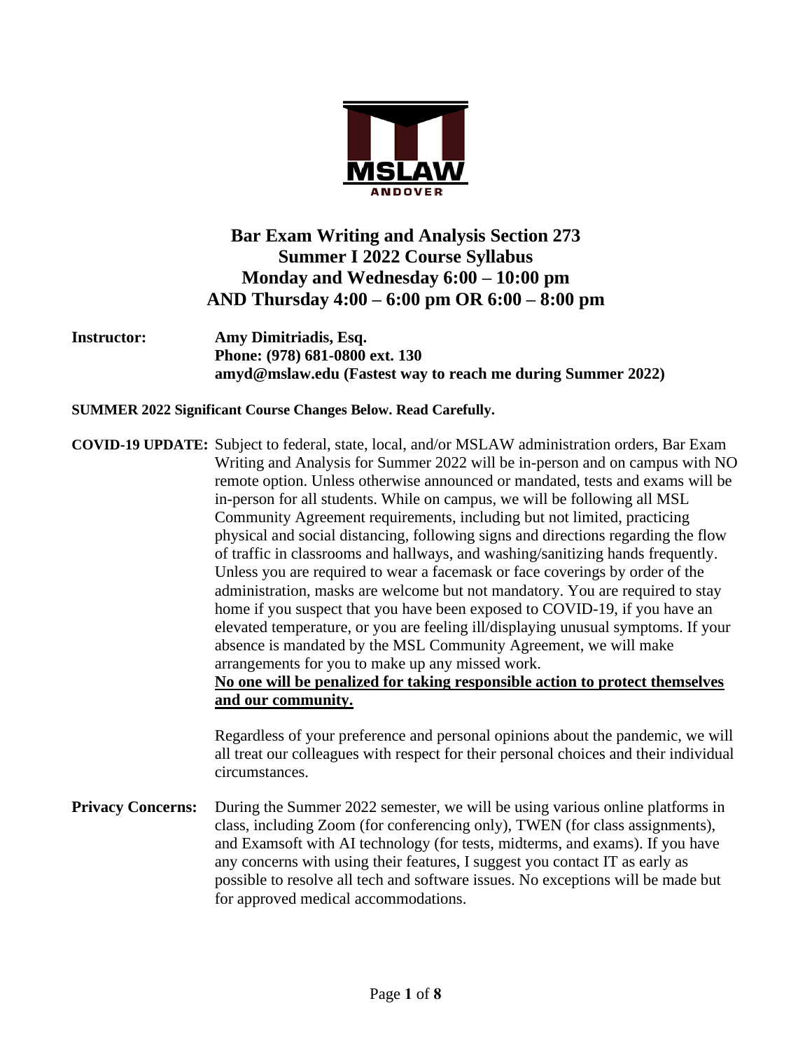MSLAW ANDOVER

# Bar Exam Writing and Analysis Section 273
## Summer I 2022 Course Syllabus
## Monday and Wednesday 6:00 – 10:00 pm
## AND Thursday 4:00 – 6:00 pm OR 6:00 – 8:00 pm

**Instructor:** **Amy Dimitriadis, Esq.**
**Phone: (978) 681-0800 ext. 130**
**amyd@mslaw.edu (Fastest way to reach me during Summer 2022)**

**SUMMER 2022 Significant Course Changes Below. Read Carefully.**

**COVID-19 UPDATE:** Subject to federal, state, local, and/or MSLAW administration orders, Bar Exam Writing and Analysis for Summer 2022 will be in-person and on campus with NO remote option. Unless otherwise announced or mandated, tests and exams will be in-person for all students. While on campus, we will be following all MSL Community Agreement requirements, including but not limited, practicing physical and social distancing, following signs and directions regarding the flow of traffic in classrooms and hallways, and washing/sanitizing hands frequently. Unless you are required to wear a facemask or face coverings by order of the administration, masks are welcome but not mandatory. You are required to stay home if you suspect that you have been exposed to COVID-19, if you have an elevated temperature, or you are feeling ill/displaying unusual symptoms. If your absence is mandated by the MSL Community Agreement, we will make arrangements for you to make up any missed work.
**No one will be penalized for taking responsible action to protect themselves and our community.**

Regardless of your preference and personal opinions about the pandemic, we will all treat our colleagues with respect for their personal choices and their individual circumstances.

**Privacy Concerns:** During the Summer 2022 semester, we will be using various online platforms in class, including Zoom (for conferencing only), TWEN (for class assignments), and Examsoft with AI technology (for tests, midterms, and exams). If you have any concerns with using their features, I suggest you contact IT as early as possible to resolve all tech and software issues. No exceptions will be made but for approved medical accommodations.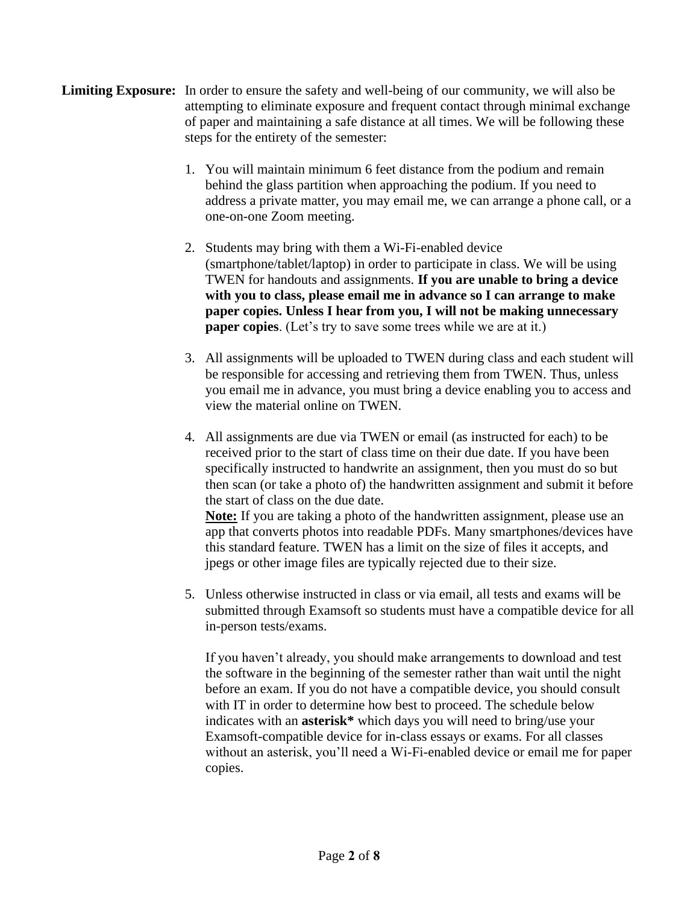**Limiting Exposure:** In order to ensure the safety and well-being of our community, we will also be attempting to eliminate exposure and frequent contact through minimal exchange of paper and maintaining a safe distance at all times. We will be following these steps for the entirety of the semester:

1. You will maintain minimum 6 feet distance from the podium and remain behind the glass partition when approaching the podium. If you need to address a private matter, you may email me, we can arrange a phone call, or a one-on-one Zoom meeting.

2. Students may bring with them a Wi-Fi-enabled device (smartphone/tablet/laptop) in order to participate in class. We will be using TWEN for handouts and assignments. **If you are unable to bring a device with you to class, please email me in advance so I can arrange to make paper copies. Unless I hear from you, I will not be making unnecessary paper copies**. (Let's try to save some trees while we are at it.)

3. All assignments will be uploaded to TWEN during class and each student will be responsible for accessing and retrieving them from TWEN. Thus, unless you email me in advance, you must bring a device enabling you to access and view the material online on TWEN.

4. All assignments are due via TWEN or email (as instructed for each) to be received prior to the start of class time on their due date. If you have been specifically instructed to handwrite an assignment, then you must do so but then scan (or take a photo of) the handwritten assignment and submit it before the start of class on the due date.
   **Note:** If you are taking a photo of the handwritten assignment, please use an app that converts photos into readable PDFs. Many smartphones/devices have this standard feature. TWEN has a limit on the size of files it accepts, and jpegs or other image files are typically rejected due to their size.

5. Unless otherwise instructed in class or via email, all tests and exams will be submitted through Examsoft so students must have a compatible device for all in-person tests/exams.

   If you haven't already, you should make arrangements to download and test the software in the beginning of the semester rather than wait until the night before an exam. If you do not have a compatible device, you should consult with IT in order to determine how best to proceed. The schedule below indicates with an **asterisk*** which days you will need to bring/use your Examsoft-compatible device for in-class essays or exams. For all classes without an asterisk, you'll need a Wi-Fi-enabled device or email me for paper copies.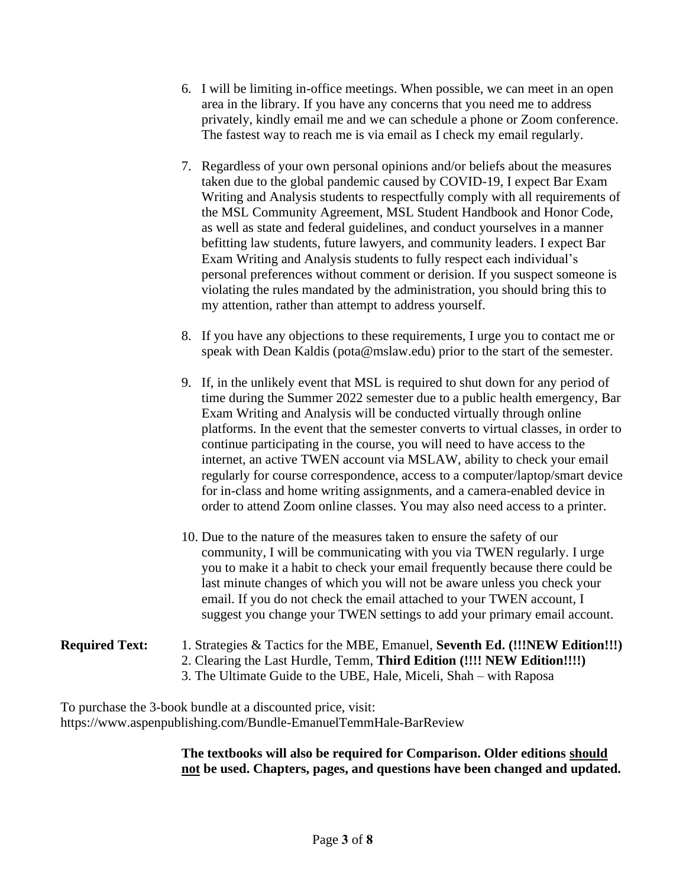6. I will be limiting in-office meetings. When possible, we can meet in an open area in the library. If you have any concerns that you need me to address privately, kindly email me and we can schedule a phone or Zoom conference. The fastest way to reach me is via email as I check my email regularly.

7. Regardless of your own personal opinions and/or beliefs about the measures taken due to the global pandemic caused by COVID-19, I expect Bar Exam Writing and Analysis students to respectfully comply with all requirements of the MSL Community Agreement, MSL Student Handbook and Honor Code, as well as state and federal guidelines, and conduct yourselves in a manner befitting law students, future lawyers, and community leaders. I expect Bar Exam Writing and Analysis students to fully respect each individual's personal preferences without comment or derision. If you suspect someone is violating the rules mandated by the administration, you should bring this to my attention, rather than attempt to address yourself.

8. If you have any objections to these requirements, I urge you to contact me or speak with Dean Kaldis (pota@mslaw.edu) prior to the start of the semester.

9. If, in the unlikely event that MSL is required to shut down for any period of time during the Summer 2022 semester due to a public health emergency, Bar Exam Writing and Analysis will be conducted virtually through online platforms. In the event that the semester converts to virtual classes, in order to continue participating in the course, you will need to have access to the internet, an active TWEN account via MSLAW, ability to check your email regularly for course correspondence, access to a computer/laptop/smart device for in-class and home writing assignments, and a camera-enabled device in order to attend Zoom online classes. You may also need access to a printer.

10. Due to the nature of the measures taken to ensure the safety of our community, I will be communicating with you via TWEN regularly. I urge you to make it a habit to check your email frequently because there could be last minute changes of which you will not be aware unless you check your email. If you do not check the email attached to your TWEN account, I suggest you change your TWEN settings to add your primary email account.

**Required Text:**

1. Strategies & Tactics for the MBE, Emanuel, **Seventh Ed. (!!!NEW Edition!!!)**
2. Clearing the Last Hurdle, Temm, **Third Edition (!!!! NEW Edition!!!!)**
3. The Ultimate Guide to the UBE, Hale, Miceli, Shah – with Raposa

To purchase the 3-book bundle at a discounted price, visit:
https://www.aspenpublishing.com/Bundle-EmanuelTemmHale-BarReview

**The textbooks will also be required for Comparison. Older editions <u>should not</u> be used. Chapters, pages, and questions have been changed and updated.**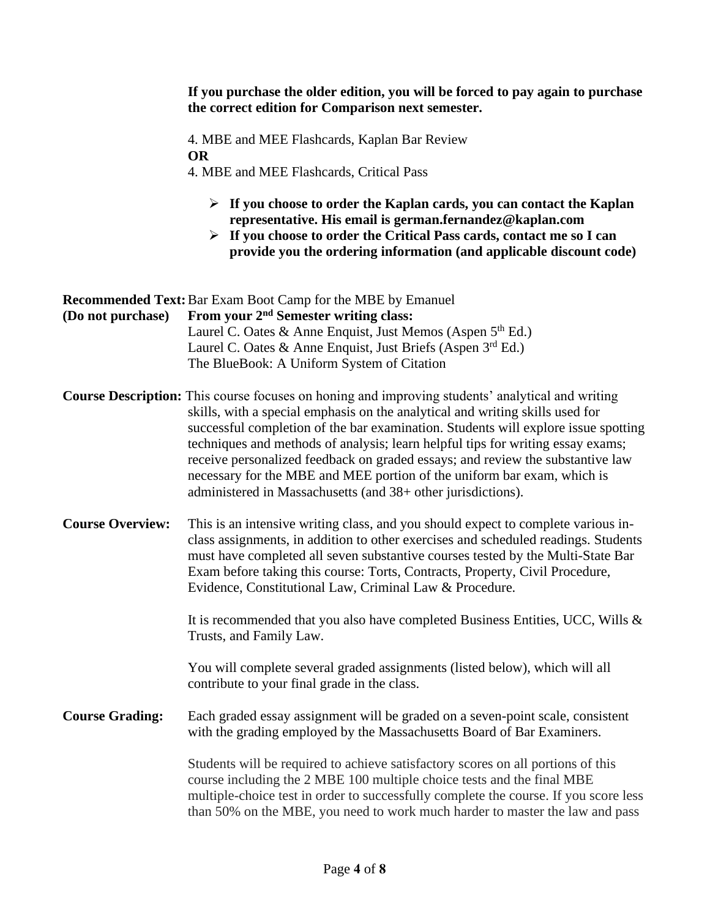**If you purchase the older edition, you will be forced to pay again to purchase the correct edition for Comparison next semester.**

4. MBE and MEE Flashcards, Kaplan Bar Review

**OR**

4. MBE and MEE Flashcards, Critical Pass

- **If you choose to order the Kaplan cards, you can contact the Kaplan representative. His email is german.fernandez@kaplan.com**
- **If you choose to order the Critical Pass cards, contact me so I can provide you the ordering information (and applicable discount code)**

**Recommended Text:** Bar Exam Boot Camp for the MBE by Emanuel

**(Do not purchase)** **From your 2nd Semester writing class:**

Laurel C. Oates & Anne Enquist, Just Memos (Aspen 5th Ed.)

Laurel C. Oates & Anne Enquist, Just Briefs (Aspen 3rd Ed.)

The BlueBook: A Uniform System of Citation

**Course Description:** This course focuses on honing and improving students' analytical and writing skills, with a special emphasis on the analytical and writing skills used for successful completion of the bar examination. Students will explore issue spotting techniques and methods of analysis; learn helpful tips for writing essay exams; receive personalized feedback on graded essays; and review the substantive law necessary for the MBE and MEE portion of the uniform bar exam, which is administered in Massachusetts (and 38+ other jurisdictions).

**Course Overview:** This is an intensive writing class, and you should expect to complete various in-class assignments, in addition to other exercises and scheduled readings. Students must have completed all seven substantive courses tested by the Multi-State Bar Exam before taking this course: Torts, Contracts, Property, Civil Procedure, Evidence, Constitutional Law, Criminal Law & Procedure.

It is recommended that you also have completed Business Entities, UCC, Wills & Trusts, and Family Law.

You will complete several graded assignments (listed below), which will all contribute to your final grade in the class.

**Course Grading:** Each graded essay assignment will be graded on a seven-point scale, consistent with the grading employed by the Massachusetts Board of Bar Examiners.

Students will be required to achieve satisfactory scores on all portions of this course including the 2 MBE 100 multiple choice tests and the final MBE multiple-choice test in order to successfully complete the course. If you score less than 50% on the MBE, you need to work much harder to master the law and pass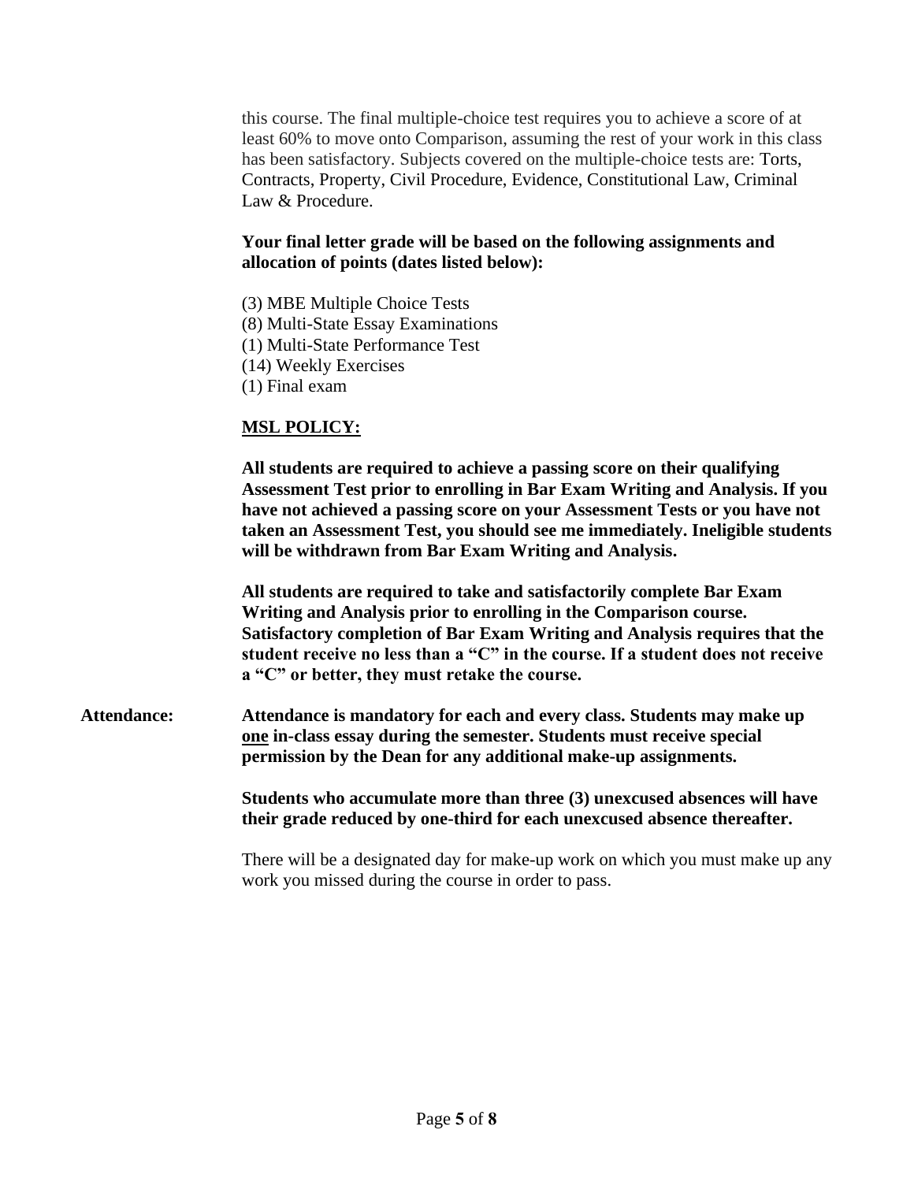this course. The final multiple-choice test requires you to achieve a score of at least 60% to move onto Comparison, assuming the rest of your work in this class has been satisfactory. Subjects covered on the multiple-choice tests are: Torts, Contracts, Property, Civil Procedure, Evidence, Constitutional Law, Criminal Law & Procedure.

**Your final letter grade will be based on the following assignments and allocation of points (dates listed below):**

(3) MBE Multiple Choice Tests
(8) Multi-State Essay Examinations
(1) Multi-State Performance Test
(14) Weekly Exercises
(1) Final exam

**<u>MSL POLICY:</u>**

**All students are required to achieve a passing score on their qualifying Assessment Test prior to enrolling in Bar Exam Writing and Analysis. If you have not achieved a passing score on your Assessment Tests or you have not taken an Assessment Test, you should see me immediately. Ineligible students will be withdrawn from Bar Exam Writing and Analysis.**

**All students are required to take and satisfactorily complete Bar Exam Writing and Analysis prior to enrolling in the Comparison course. Satisfactory completion of Bar Exam Writing and Analysis requires that the student receive no less than a "C" in the course. If a student does not receive a "C" or better, they must retake the course.**

**Attendance:** **Attendance is mandatory for each and every class. Students may make up <u>one</u> in-class essay during the semester. Students must receive special permission by the Dean for any additional make-up assignments.**

**Students who accumulate more than three (3) unexcused absences will have their grade reduced by one-third for each unexcused absence thereafter.**

There will be a designated day for make-up work on which you must make up any work you missed during the course in order to pass.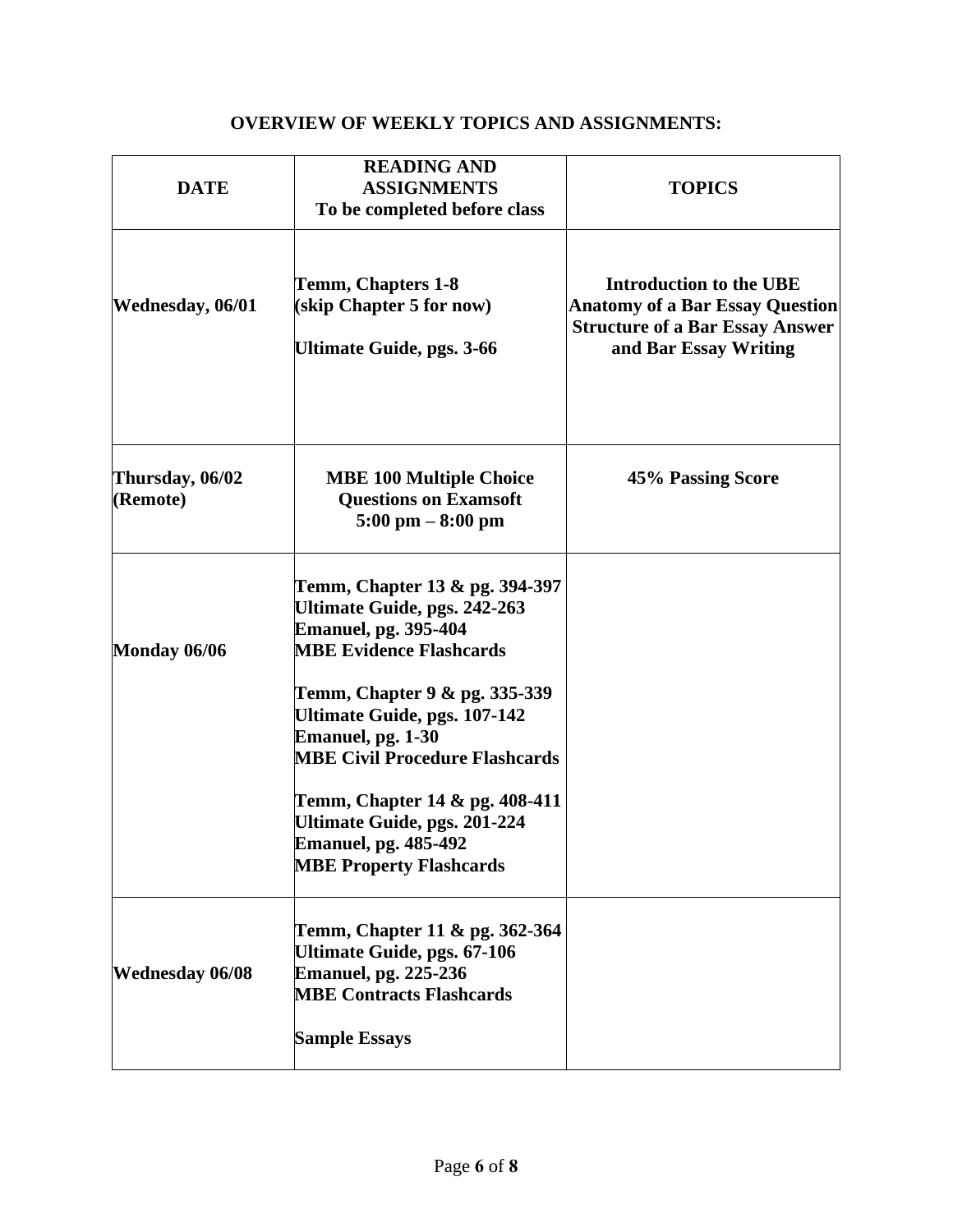**OVERVIEW OF WEEKLY TOPICS AND ASSIGNMENTS:**

| DATE | READING AND ASSIGNMENTS To be completed before class | TOPICS |
|---|---|---|
| **Wednesday, 06/01** | **Temm, Chapters 1-8 (skip Chapter 5 for now)**<br><br>**Ultimate Guide, pgs. 3-66** | **Introduction to the UBE**<br>**Anatomy of a Bar Essay Question**<br>**Structure of a Bar Essay Answer and Bar Essay Writing** |
| **Thursday, 06/02 (Remote)** | **MBE 100 Multiple Choice Questions on Examsoft**<br>**5:00 pm – 8:00 pm** | **45% Passing Score** |
| **Monday 06/06** | **Temm, Chapter 13 & pg. 394-397**<br>**Ultimate Guide, pgs. 242-263**<br>**Emanuel, pg. 395-404**<br>**MBE Evidence Flashcards**<br><br>**Temm, Chapter 9 & pg. 335-339**<br>**Ultimate Guide, pgs. 107-142**<br>**Emanuel, pg. 1-30**<br>**MBE Civil Procedure Flashcards**<br><br>**Temm, Chapter 14 & pg. 408-411**<br>**Ultimate Guide, pgs. 201-224**<br>**Emanuel, pg. 485-492**<br>**MBE Property Flashcards** | |
| **Wednesday 06/08** | **Temm, Chapter 11 & pg. 362-364**<br>**Ultimate Guide, pgs. 67-106**<br>**Emanuel, pg. 225-236**<br>**MBE Contracts Flashcards**<br><br>**Sample Essays** | |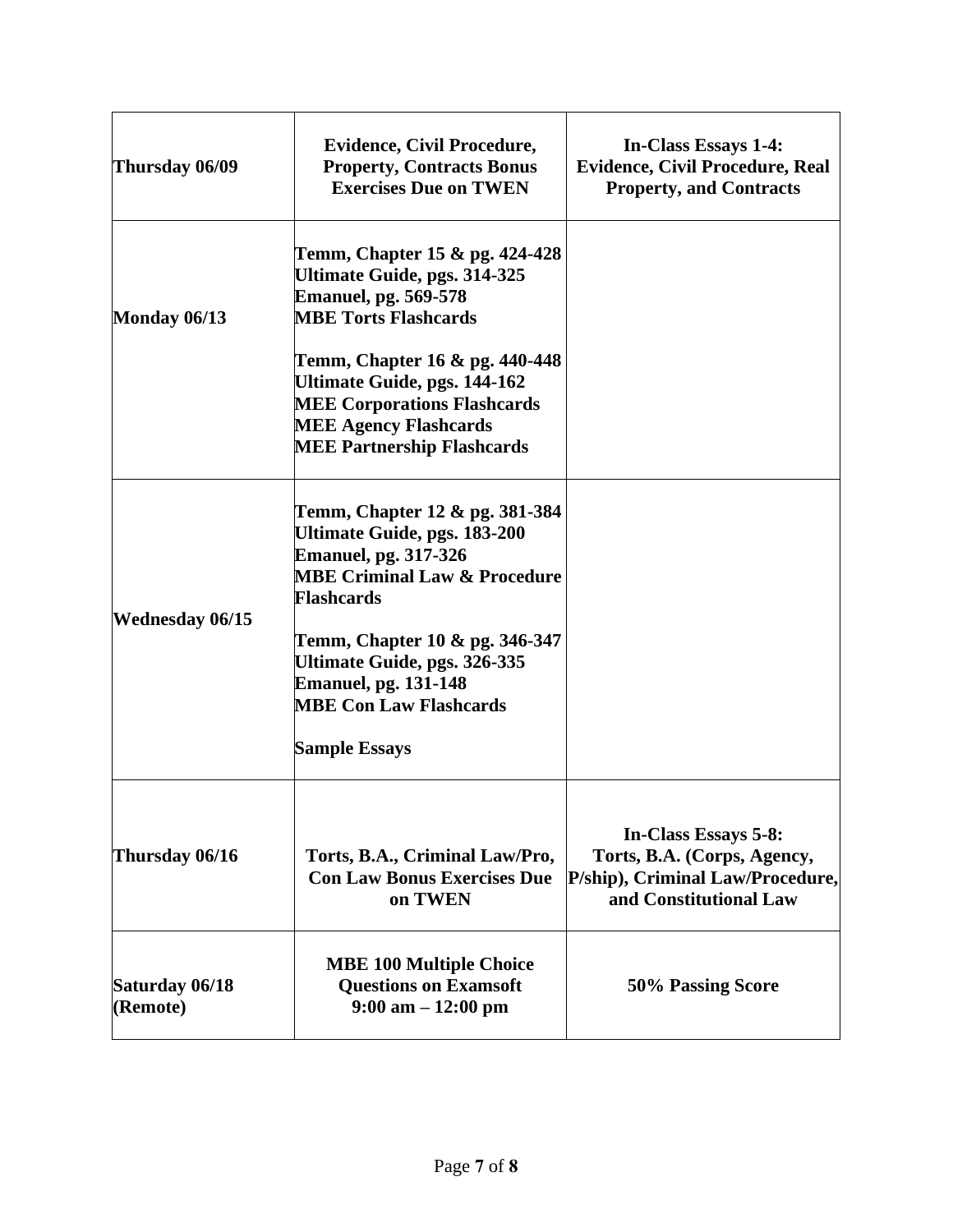| Thursday 06/09 | **Evidence, Civil Procedure, Property, Contracts Bonus Exercises Due on TWEN** | **In-Class Essays 1-4: Evidence, Civil Procedure, Real Property, and Contracts** |
|---|---|---|
| **Monday 06/13** | **Temm, Chapter 15 & pg. 424-428**<br>**Ultimate Guide, pgs. 314-325**<br>**Emanuel, pg. 569-578**<br>**MBE Torts Flashcards**<br><br>**Temm, Chapter 16 & pg. 440-448**<br>**Ultimate Guide, pgs. 144-162**<br>**MEE Corporations Flashcards**<br>**MEE Agency Flashcards**<br>**MEE Partnership Flashcards** | |
| **Wednesday 06/15** | **Temm, Chapter 12 & pg. 381-384**<br>**Ultimate Guide, pgs. 183-200**<br>**Emanuel, pg. 317-326**<br>**MBE Criminal Law & Procedure Flashcards**<br><br>**Temm, Chapter 10 & pg. 346-347**<br>**Ultimate Guide, pgs. 326-335**<br>**Emanuel, pg. 131-148**<br>**MBE Con Law Flashcards**<br><br>**Sample Essays** | |
| **Thursday 06/16** | **Torts, B.A., Criminal Law/Pro, Con Law Bonus Exercises Due on TWEN** | **In-Class Essays 5-8: Torts, B.A. (Corps, Agency, P/ship), Criminal Law/Procedure, and Constitutional Law** |
| **Saturday 06/18 (Remote)** | **MBE 100 Multiple Choice Questions on Examsoft 9:00 am – 12:00 pm** | **50% Passing Score** |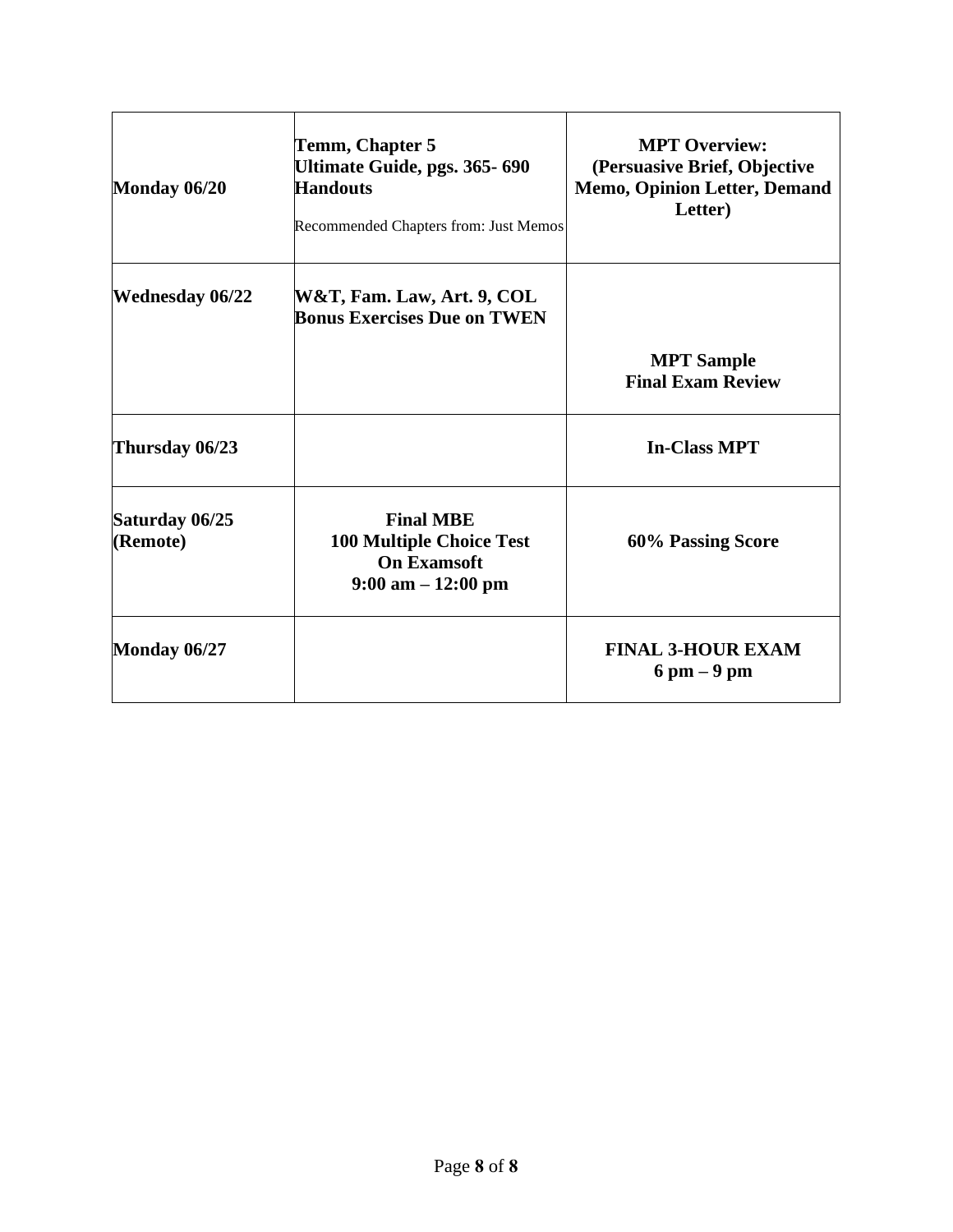| | | |
|---|---|---|
| **Monday 06/20** | **Temm, Chapter 5**<br>**Ultimate Guide, pgs. 365- 690**<br>**Handouts**<br><br>Recommended Chapters from: Just Memos | **MPT Overview:**<br>**(Persuasive Brief, Objective Memo, Opinion Letter, Demand Letter)** |
| **Wednesday 06/22** | **W&T, Fam. Law, Art. 9, COL**<br>**Bonus Exercises Due on TWEN** | **MPT Sample**<br>**Final Exam Review** |
| **Thursday 06/23** | | **In-Class MPT** |
| **Saturday 06/25 (Remote)** | **Final MBE**<br>**100 Multiple Choice Test**<br>**On Examsoft**<br>**9:00 am – 12:00 pm** | **60% Passing Score** |
| **Monday 06/27** | | **FINAL 3-HOUR EXAM**<br>**6 pm – 9 pm** |